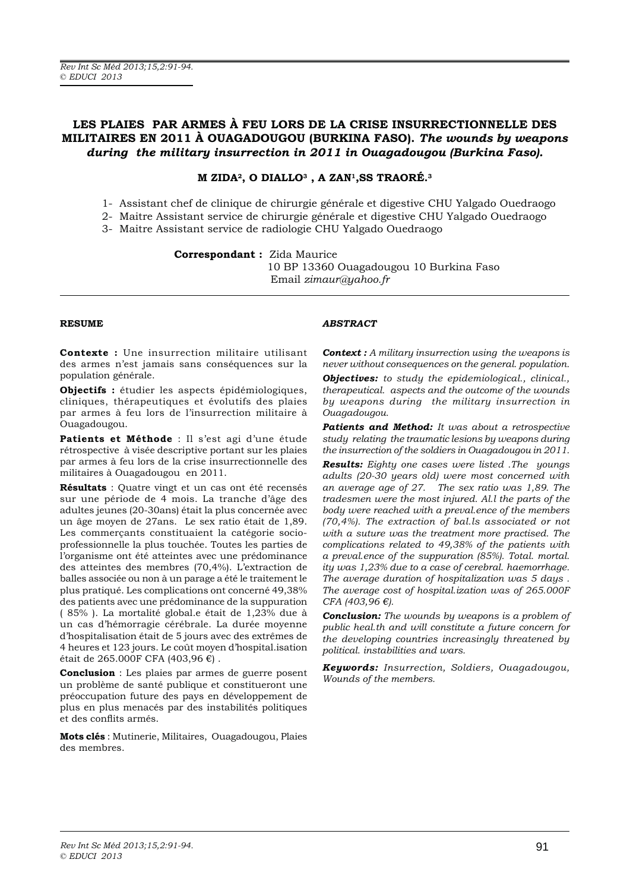# LES PLAIES PAR ARMES À FEU LORS DE LA CRISE INSURRECTIONNELLE DES MILITAIRES EN 2011 À OUAGADOUGOU (BURKINA FASO). *The wounds by weapons during the military insurrection in 2011 in Ouagadougou (Burkina Faso).*

**M ZIDA[2], O DIALLO[3] , A ZAN[1],SS TRAORÉ.[3]**

1- Assistant chef de clinique de chirurgie générale et digestive CHU Yalgado Ouedraogo
2- Maitre Assistant service de chirurgie générale et digestive CHU Yalgado Ouedraogo
3- Maitre Assistant service de radiologie CHU Yalgado Ouedraogo

**Correspondant :** Zida Maurice
10 BP 13360 Ouagadougou 10 Burkina Faso
Email *zimaur@yahoo.fr*

---

## RESUME

**Contexte :** Une insurrection militaire utilisant des armes n'est jamais sans conséquences sur la population générale.

**Objectifs :** étudier les aspects épidémiologiques, cliniques, thérapeutiques et évolutifs des plaies par armes à feu lors de l'insurrection militaire à Ouagadougou.

**Patients et Méthode** : Il s'est agi d'une étude rétrospective à visée descriptive portant sur les plaies par armes à feu lors de la crise insurrectionnelle des militaires à Ouagadougou en 2011.

**Résultats** : Quatre vingt et un cas ont été recensés sur une période de 4 mois. La tranche d'âge des adultes jeunes (20-30ans) était la plus concernée avec un âge moyen de 27ans. Le sex ratio était de 1,89. Les commerçants constituaient la catégorie socio-professionnelle la plus touchée. Toutes les parties de l'organisme ont été atteintes avec une prédominance des atteintes des membres (70,4%). L'extraction de balles associée ou non à un parage a été le traitement le plus pratiqué. Les complications ont concerné 49,38% des patients avec une prédominance de la suppuration ( 85% ). La mortalité global.e était de 1,23% due à un cas d'hémorragie cérébrale. La durée moyenne d'hospitalisation était de 5 jours avec des extrêmes de 4 heures et 123 jours. Le coût moyen d'hospital.isation était de 265.000F CFA (403,96 €) .

**Conclusion** : Les plaies par armes de guerre posent un problème de santé publique et constitueront une préoccupation future des pays en développement de plus en plus menacés par des instabilités politiques et des conflits armés.

**Mots clés** : Mutinerie, Militaires, Ouagadougou, Plaies des membres.

## *ABSTRACT*

***Context :*** *A military insurrection using the weapons is never without consequences on the general. population.*

***Objectives:*** *to study the epidemiological., clinical., therapeutical. aspects and the outcome of the wounds by weapons during the military insurrection in Ouagadougou.*

***Patients and Method:*** *It was about a retrospective study relating the traumatic lesions by weapons during the insurrection of the soldiers in Ouagadougou in 2011.*

***Results:*** *Eighty one cases were listed .The youngs adults (20-30 years old) were most concerned with an average age of 27. The sex ratio was 1,89. The tradesmen were the most injured. Al.l the parts of the body were reached with a preval.ence of the members (70,4%). The extraction of bal.ls associated or not with a suture was the treatment more practised. The complications related to 49,38% of the patients with a preval.ence of the suppuration (85%). Total. mortal. ity was 1,23% due to a case of cerebral. haemorrhage. The average duration of hospitalization was 5 days . The average cost of hospital.ization was of 265.000F CFA (403,96 €).*

***Conclusion:*** *The wounds by weapons is a problem of public heal.th and will constitute a future concern for the developing countries increasingly threatened by political. instabilities and wars.*

***Keywords:*** *Insurrection, Soldiers, Ouagadougou, Wounds of the members.*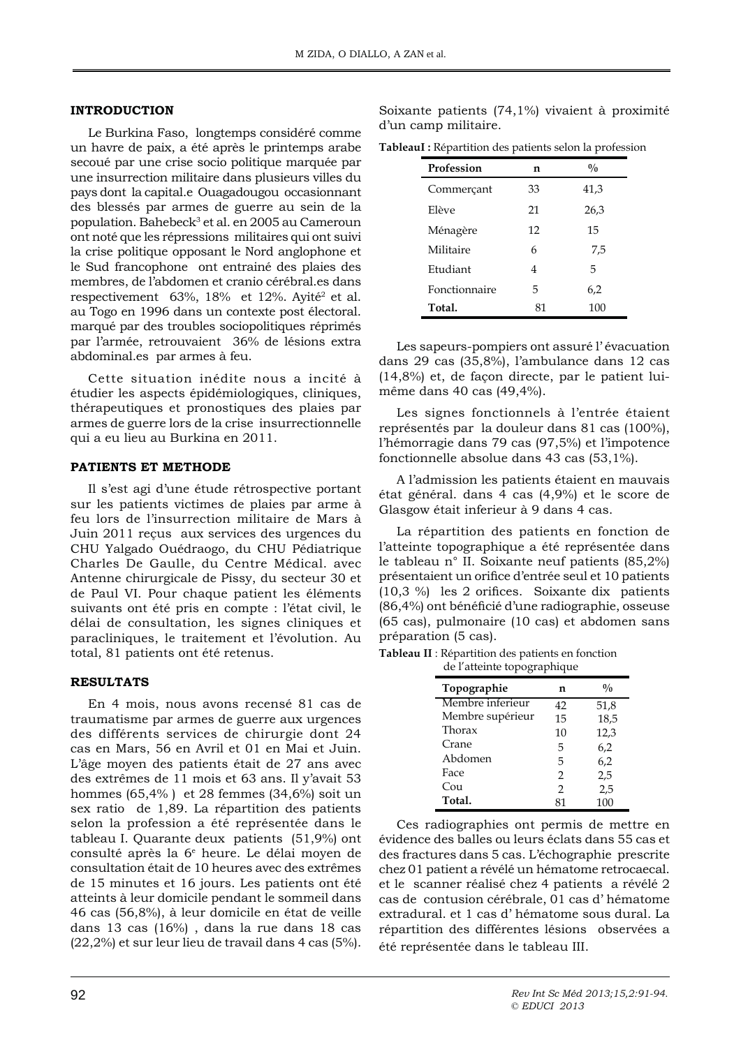## INTRODUCTION

Le Burkina Faso, longtemps considéré comme un havre de paix, a été après le printemps arabe secoué par une crise socio politique marquée par une insurrection militaire dans plusieurs villes du pays dont la capital.e Ouagadougou occasionnant des blessés par armes de guerre au sein de la population. Bahebeck[3] et al. en 2005 au Cameroun ont noté que les répressions militaires qui ont suivi la crise politique opposant le Nord anglophone et le Sud francophone ont entrainé des plaies des membres, de l'abdomen et cranio cérébral.es dans respectivement 63%, 18% et 12%. Ayité[2] et al. au Togo en 1996 dans un contexte post électoral. marqué par des troubles sociopolitiques réprimés par l'armée, retrouvaient 36% de lésions extra abdominal.es par armes à feu.

Cette situation inédite nous a incité à étudier les aspects épidémiologiques, cliniques, thérapeutiques et pronostiques des plaies par armes de guerre lors de la crise insurrectionnelle qui a eu lieu au Burkina en 2011.

## PATIENTS ET METHODE

Il s'est agi d'une étude rétrospective portant sur les patients victimes de plaies par arme à feu lors de l'insurrection militaire de Mars à Juin 2011 reçus aux services des urgences du CHU Yalgado Ouédraogo, du CHU Pédiatrique Charles De Gaulle, du Centre Médical. avec Antenne chirurgicale de Pissy, du secteur 30 et de Paul VI. Pour chaque patient les éléments suivants ont été pris en compte : l'état civil, le délai de consultation, les signes cliniques et paracliniques, le traitement et l'évolution. Au total, 81 patients ont été retenus.

## RESULTATS

En 4 mois, nous avons recensé 81 cas de traumatisme par armes de guerre aux urgences des différents services de chirurgie dont 24 cas en Mars, 56 en Avril et 01 en Mai et Juin. L'âge moyen des patients était de 27 ans avec des extrêmes de 11 mois et 63 ans. Il y'avait 53 hommes (65,4% ) et 28 femmes (34,6%) soit un sex ratio de 1,89. La répartition des patients selon la profession a été représentée dans le tableau I. Quarante deux patients (51,9%) ont consulté après la 6[e] heure. Le délai moyen de consultation était de 10 heures avec des extrêmes de 15 minutes et 16 jours. Les patients ont été atteints à leur domicile pendant le sommeil dans 46 cas (56,8%), à leur domicile en état de veille dans 13 cas (16%) , dans la rue dans 18 cas (22,2%) et sur leur lieu de travail dans 4 cas (5%). Soixante patients (74,1%) vivaient à proximité d'un camp militaire.

**TableauI :** Répartition des patients selon la profession

| Profession | n | % |
|---|---|---|
| Commerçant | 33 | 41,3 |
| Elève | 21 | 26,3 |
| Ménagère | 12 | 15 |
| Militaire | 6 | 7,5 |
| Etudiant | 4 | 5 |
| Fonctionnaire | 5 | 6,2 |
| **Total.** | 81 | 100 |

Les sapeurs-pompiers ont assuré l'évacuation dans 29 cas (35,8%), l'ambulance dans 12 cas (14,8%) et, de façon directe, par le patient lui-même dans 40 cas (49,4%).

Les signes fonctionnels à l'entrée étaient représentés par la douleur dans 81 cas (100%), l'hémorragie dans 79 cas (97,5%) et l'impotence fonctionnelle absolue dans 43 cas (53,1%).

A l'admission les patients étaient en mauvais état général. dans 4 cas (4,9%) et le score de Glasgow était inferieur à 9 dans 4 cas.

La répartition des patients en fonction de l'atteinte topographique a été représentée dans le tableau n° II. Soixante neuf patients (85,2%) présentaient un orifice d'entrée seul et 10 patients (10,3 %) les 2 orifices. Soixante dix patients (86,4%) ont bénéficié d'une radiographie, osseuse (65 cas), pulmonaire (10 cas) et abdomen sans préparation (5 cas).

**Tableau II** : Répartition des patients en fonction de l'atteinte topographique

| Topographie | n | % |
|---|---|---|
| Membre inferieur | 42 | 51,8 |
| Membre supérieur | 15 | 18,5 |
| Thorax | 10 | 12,3 |
| Crane | 5 | 6,2 |
| Abdomen | 5 | 6,2 |
| Face | 2 | 2,5 |
| Cou | 2 | 2,5 |
| **Total.** | 81 | 100 |

Ces radiographies ont permis de mettre en évidence des balles ou leurs éclats dans 55 cas et des fractures dans 5 cas. L'échographie prescrite chez 01 patient a révélé un hématome retrocaecal. et le scanner réalisé chez 4 patients a révélé 2 cas de contusion cérébrale, 01 cas d' hématome extradural. et 1 cas d' hématome sous dural. La répartition des différentes lésions observées a été représentée dans le tableau III.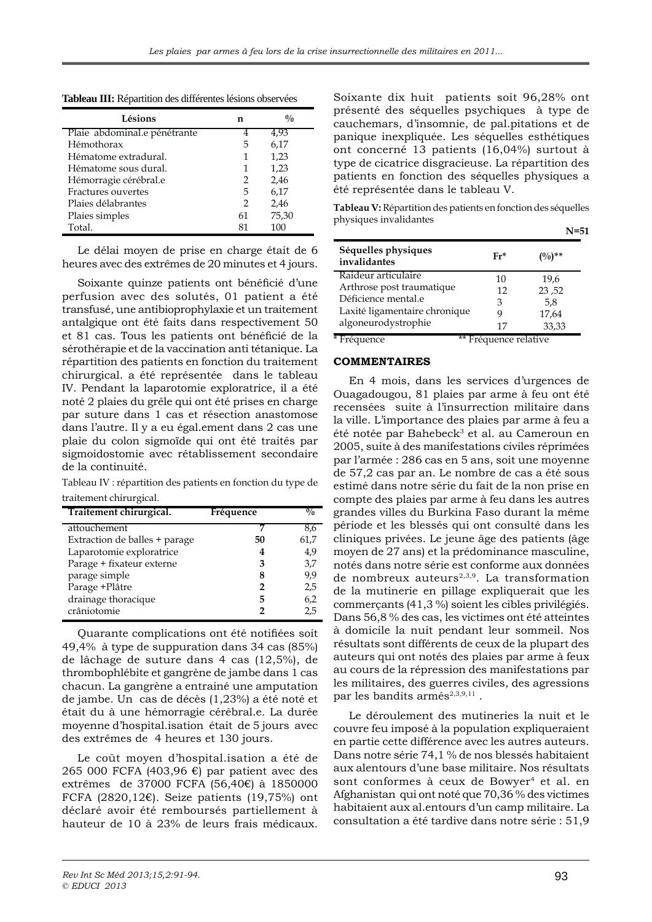**Tableau III:** Répartition des différentes lésions observées

| Lésions | n | % |
|---|---|---|
| Plaie abdominal.e pénétrante | 4 | 4,93 |
| Hémothorax | 5 | 6,17 |
| Hématome extradural. | 1 | 1,23 |
| Hématome sous dural. | 1 | 1,23 |
| Hémorragie cérébral.e | 2 | 2,46 |
| Fractures ouvertes | 5 | 6,17 |
| Plaies délabrantes | 2 | 2,46 |
| Plaies simples | 61 | 75,30 |
| Total. | 81 | 100 |

Le délai moyen de prise en charge était de 6 heures avec des extrêmes de 20 minutes et 4 jours.

Soixante quinze patients ont bénéficié d'une perfusion avec des solutés, 01 patient a été transfusé, une antibioprophylaxie et un traitement antalgique ont été faits dans respectivement 50 et 81 cas. Tous les patients ont bénéficié de la sérothérapie et de la vaccination anti tétanique. La répartition des patients en fonction du traitement chirurgical. a été représentée dans le tableau IV. Pendant la laparotomie exploratrice, il a été noté 2 plaies du grêle qui ont été prises en charge par suture dans 1 cas et résection anastomose dans l'autre. Il y a eu égal.ement dans 2 cas une plaie du colon sigmoïde qui ont été traités par sigmoidostomie avec rétablissement secondaire de la continuité.

Tableau IV : répartition des patients en fonction du type de traitement chirurgical.

| Traitement chirurgical. | Fréquence | % |
|---|---|---|
| attouchement | 7 | 8,6 |
| Extraction de balles + parage | 50 | 61,7 |
| Laparotomie exploratrice | 4 | 4,9 |
| Parage + fixateur externe | 3 | 3,7 |
| parage simple | 8 | 9,9 |
| Parage +Plâtre | 2 | 2,5 |
| drainage thoracique | 5 | 6,2 |
| crâniotomie | 2 | 2,5 |

Quarante complications ont été notifiées soit 49,4% à type de suppuration dans 34 cas (85%) de lâchage de suture dans 4 cas (12,5%), de thrombophlébite et gangrène de jambe dans 1 cas chacun. La gangrène a entrainé une amputation de jambe. Un cas de décès (1,23%) a été noté et était du à une hémorragie cérébral.e. La durée moyenne d'hospital.isation était de 5 jours avec des extrêmes de 4 heures et 130 jours.

Le coût moyen d'hospital.isation a été de 265 000 FCFA (403,96 €) par patient avec des extrêmes de 37000 FCFA (56,40€) à 1850000 FCFA (2820,12€). Seize patients (19,75%) ont déclaré avoir été remboursés partiellement à hauteur de 10 à 23% de leurs frais médicaux.

Soixante dix huit patients soit 96,28% ont présenté des séquelles psychiques à type de cauchemars, d'insomnie, de pal.pitations et de panique inexpliquée. Les séquelles esthétiques ont concerné 13 patients (16,04%) surtout à type de cicatrice disgracieuse. La répartition des patients en fonction des séquelles physiques a été représentée dans le tableau V.

**Tableau V:** Répartition des patients en fonction des séquelles physiques invalidantes

**N=51**

| Séquelles physiques invalidantes | Fr* | (%)** |
|---|---|---|
| Raideur articulaire | 10 | 19,6 |
| Arthrose post traumatique | 12 | 23 ,52 |
| Déficience mental.e | 3 | 5,8 |
| Laxité ligamentaire chronique | 9 | 17,64 |
| algoneurodystrophie | 17 | 33,33 |

\* Fréquence ** Fréquence relative

## COMMENTAIRES

En 4 mois, dans les services d'urgences de Ouagadougou, 81 plaies par arme à feu ont été recensées suite à l'insurrection militaire dans la ville. L'importance des plaies par arme à feu a été notée par Bahebeck[3] et al. au Cameroun en 2005, suite à des manifestations civiles réprimées par l'armée : 286 cas en 5 ans, soit une moyenne de 57,2 cas par an. Le nombre de cas a été sous estimé dans notre série du fait de la non prise en compte des plaies par arme à feu dans les autres grandes villes du Burkina Faso durant la même période et les blessés qui ont consulté dans les cliniques privées. Le jeune âge des patients (âge moyen de 27 ans) et la prédominance masculine, notés dans notre série est conforme aux données de nombreux auteurs[2,3,9]. La transformation de la mutinerie en pillage expliquerait que les commerçants (41,3 %) soient les cibles privilégiés. Dans 56,8 % des cas, les victimes ont été atteintes à domicile la nuit pendant leur sommeil. Nos résultats sont différents de ceux de la plupart des auteurs qui ont notés des plaies par arme à feux au cours de la répression des manifestations par les militaires, des guerres civiles, des agressions par les bandits armés[2,3,9,11] .

Le déroulement des mutineries la nuit et le couvre feu imposé à la population expliqueraient en partie cette différence avec les autres auteurs. Dans notre série 74,1 % de nos blessés habitaient aux alentours d'une base militaire. Nos résultats sont conformes à ceux de Bowyer[4] et al. en Afghanistan qui ont noté que 70,36 % des victimes habitaient aux al.entours d'un camp militaire. La consultation a été tardive dans notre série : 51,9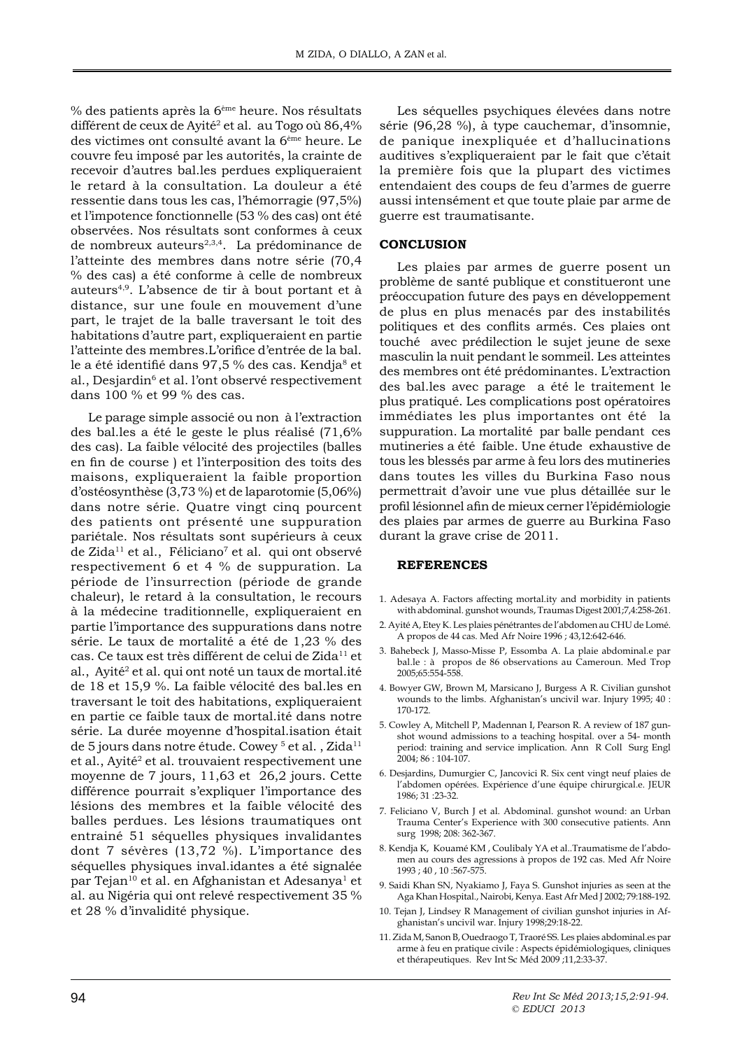% des patients après la 6ème heure. Nos résultats diffèrent de ceux de Ayité[2] et al. au Togo où 86,4% des victimes ont consulté avant la 6ème heure. Le couvre feu imposé par les autorités, la crainte de recevoir d'autres bal.les perdues expliqueraient le retard à la consultation. La douleur a été ressentie dans tous les cas, l'hémorragie (97,5%) et l'impotence fonctionnelle (53 % des cas) ont été observées. Nos résultats sont conformes à ceux de nombreux auteurs[2,3,4]. La prédominance de l'atteinte des membres dans notre série (70,4 % des cas) a été conforme à celle de nombreux auteurs[4,9]. L'absence de tir à bout portant et à distance, sur une foule en mouvement d'une part, le trajet de la balle traversant le toit des habitations d'autre part, expliqueraient en partie l'atteinte des membres.L'orifice d'entrée de la bal. le a été identifié dans 97,5 % des cas. Kendja[8] et al., Desjardin[6] et al. l'ont observé respectivement dans 100 % et 99 % des cas.

Le parage simple associé ou non à l'extraction des bal.les a été le geste le plus réalisé (71,6% des cas). La faible vélocité des projectiles (balles en fin de course ) et l'interposition des toits des maisons, expliqueraient la faible proportion d'ostéosynthèse (3,73 %) et de laparotomie (5,06%) dans notre série. Quatre vingt cinq pourcent des patients ont présenté une suppuration pariétale. Nos résultats sont supérieurs à ceux de Zida[11] et al., Féliciano[7] et al. qui ont observé respectivement 6 et 4 % de suppuration. La période de l'insurrection (période de grande chaleur), le retard à la consultation, le recours à la médecine traditionnelle, expliqueraient en partie l'importance des suppurations dans notre série. Le taux de mortalité a été de 1,23 % des cas. Ce taux est très différent de celui de Zida[11] et al., Ayité[2] et al. qui ont noté un taux de mortal.ité de 18 et 15,9 %. La faible vélocité des bal.les en traversant le toit des habitations, expliqueraient en partie ce faible taux de mortal.ité dans notre série. La durée moyenne d'hospital.isation était de 5 jours dans notre étude. Cowey [5] et al. , Zida[11] et al., Ayité[2] et al. trouvaient respectivement une moyenne de 7 jours, 11,63 et 26,2 jours. Cette différence pourrait s'expliquer l'importance des lésions des membres et la faible vélocité des balles perdues. Les lésions traumatiques ont entrainé 51 séquelles physiques invalidantes dont 7 sévères (13,72 %). L'importance des séquelles physiques inval.idantes a été signalée par Tejan[10] et al. en Afghanistan et Adesanya[1] et al. au Nigéria qui ont relevé respectivement 35 % et 28 % d'invalidité physique.

Les séquelles psychiques élevées dans notre série (96,28 %), à type cauchemar, d'insomnie, de panique inexpliquée et d'hallucinations auditives s'expliqueraient par le fait que c'était la première fois que la plupart des victimes entendaient des coups de feu d'armes de guerre aussi intensément et que toute plaie par arme de guerre est traumatisante.

## CONCLUSION

Les plaies par armes de guerre posent un problème de santé publique et constitueront une préoccupation future des pays en développement de plus en plus menacés par des instabilités politiques et des conflits armés. Ces plaies ont touché avec prédilection le sujet jeune de sexe masculin la nuit pendant le sommeil. Les atteintes des membres ont été prédominantes. L'extraction des bal.les avec parage a été le traitement le plus pratiqué. Les complications post opératoires immédiates les plus importantes ont été la suppuration. La mortalité par balle pendant ces mutineries a été faible. Une étude exhaustive de tous les blessés par arme à feu lors des mutineries dans toutes les villes du Burkina Faso nous permettrait d'avoir une vue plus détaillée sur le profil lésionnel afin de mieux cerner l'épidémiologie des plaies par armes de guerre au Burkina Faso durant la grave crise de 2011.

## REFERENCES

1. Adesaya A. Factors affecting mortal.ity and morbidity in patients with abdominal. gunshot wounds, Traumas Digest 2001;7,4:258-261.
2. Ayité A, Etey K. Les plaies pénétrantes de l'abdomen au CHU de Lomé. A propos de 44 cas. Med Afr Noire 1996 ; 43,12:642-646.
3. Bahebeck J, Masso-Misse P, Essomba A. La plaie abdominal.e par bal.le : à propos de 86 observations au Cameroun. Med Trop 2005;65:554-558.
4. Bowyer GW, Brown M, Marsicano J, Burgess A R. Civilian gunshot wounds to the limbs. Afghanistan's uncivil war. Injury 1995; 40 : 170-172.
5. Cowley A, Mitchell P, Madennan I, Pearson R. A review of 187 gun-shot wound admissions to a teaching hospital. over a 54- month period: training and service implication. Ann R Coll Surg Engl 2004; 86 : 104-107.
6. Desjardins, Dumurgier C, Jancovici R. Six cent vingt neuf plaies de l'abdomen opérées. Expérience d'une équipe chirurgical.e. JEUR 1986; 31 :23-32.
7. Feliciano V, Burch J et al. Abdominal. gunshot wound: an Urban Trauma Center's Experience with 300 consecutive patients. Ann surg 1998; 208: 362-367.
8. Kendja K, Kouamé KM , Coulibaly YA et al..Traumatisme de l'abdomen au cours des agressions à propos de 192 cas. Med Afr Noire 1993 ; 40 , 10 :567-575.
9. Saidi Khan SN, Nyakiamo J, Faya S. Gunshot injuries as seen at the Aga Khan Hospital., Nairobi, Kenya. East Afr Med J 2002; 79:188-192.
10. Tejan J, Lindsey R Management of civilian gunshot injuries in Afghanistan's uncivil war. Injury 1998;29:18-22.
11. Zida M, Sanon B, Ouedraogo T, Traoré SS. Les plaies abdominal.es par arme à feu en pratique civile : Aspects épidémiologiques, cliniques et thérapeutiques. Rev Int Sc Méd 2009 ;11,2:33-37.